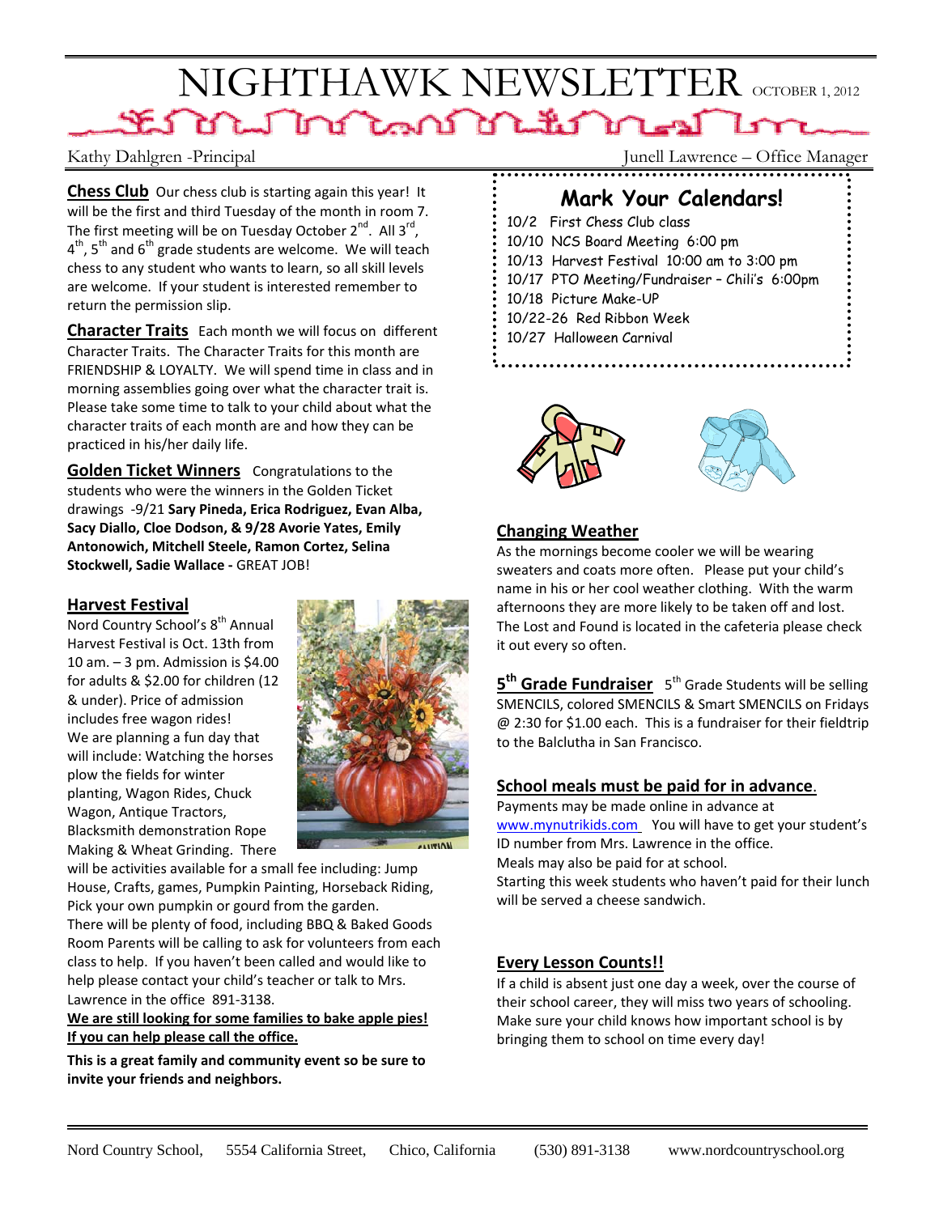# NIGHTHAWK NEWSLETTER OCTOBER 1, 2012

Kathy Dahlgren -Principal | Junell Lawrence – Office Manager

**Chess Club** Our chess club is starting again this year! It will be the first and third Tuesday of the month in room 7. The first meeting will be on Tuesday October 2nd. All 3rd, 4th, 5th and 6th grade students are welcome. We will teach chess to any student who wants to learn, so all skill levels are welcome. If your student is interested remember to return the permission slip.

**Character Traits** Each month we will focus on different Character Traits. The Character Traits for this month are FRIENDSHIP & LOYALTY. We will spend time in class and in morning assemblies going over what the character trait is. Please take some time to talk to your child about what the character traits of each month are and how they can be practiced in his/her daily life.

**Golden Ticket Winners** Congratulations to the students who were the winners in the Golden Ticket drawings -9/21 **Sary Pineda, Erica Rodriguez, Evan Alba, Sacy Diallo, Cloe Dodson, & 9/28 Avorie Yates, Emily Antonowich, Mitchell Steele, Ramon Cortez, Selina Stockwell, Sadie Wallace -** GREAT JOB!

## Harvest Festival

Nord Country School's 8th Annual Harvest Festival is Oct. 13th from 10 am. – 3 pm. Admission is $4.00 for adults & $2.00 for children (12 & under). Price of admission includes free wagon rides! We are planning a fun day that will include: Watching the horses plow the fields for winter planting, Wagon Rides, Chuck Wagon, Antique Tractors, Blacksmith demonstration Rope Making & Wheat Grinding. There will be activities available for a small fee including: Jump House, Crafts, games, Pumpkin Painting, Horseback Riding, Pick your own pumpkin or gourd from the garden.

There will be plenty of food, including BBQ & Baked Goods

Room Parents will be calling to ask for volunteers from each class to help. If you haven't been called and would like to help please contact your child's teacher or talk to Mrs. Lawrence in the office 891-3138.

**We are still looking for some families to bake apple pies! If you can help please call the office.**

**This is a great family and community event so be sure to invite your friends and neighbors.**

## Mark Your Calendars!

- 10/2 First Chess Club class
- 10/10 NCS Board Meeting 6:00 pm
- 10/13 Harvest Festival 10:00 am to 3:00 pm
- 10/17 PTO Meeting/Fundraiser – Chili's 6:00pm
- 10/18 Picture Make-UP
- 10/22-26 Red Ribbon Week
- 10/27 Halloween Carnival

## Changing Weather

As the mornings become cooler we will be wearing sweaters and coats more often. Please put your child's name in his or her cool weather clothing. With the warm afternoons they are more likely to be taken off and lost. The Lost and Found is located in the cafeteria please check it out every so often.

## 5th Grade Fundraiser

5th Grade Students will be selling SMENCILS, colored SMENCILS & Smart SMENCILS on Fridays @ 2:30 for $1.00 each. This is a fundraiser for their fieldtrip to the Balclutha in San Francisco.

## School meals must be paid for in advance.

Payments may be made online in advance at www.mynutrikids.com You will have to get your student's ID number from Mrs. Lawrence in the office.

Meals may also be paid for at school.

Starting this week students who haven't paid for their lunch will be served a cheese sandwich.

## Every Lesson Counts!!

If a child is absent just one day a week, over the course of their school career, they will miss two years of schooling. Make sure your child knows how important school is by bringing them to school on time every day!

Nord Country School, 5554 California Street, Chico, California (530) 891-3138 www.nordcountryschool.org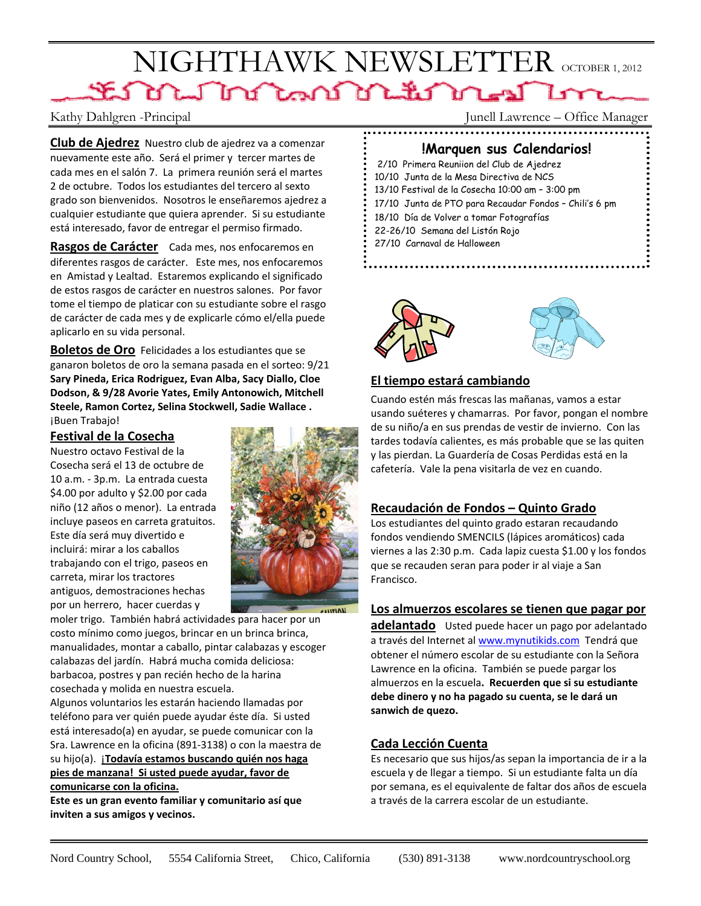# NIGHTHAWK NEWSLETTER OCTOBER 1, 2012

Kathy Dahlgren -Principal

Junell Lawrence – Office Manager

**Club de Ajedrez** Nuestro club de ajedrez va a comenzar nuevamente este año. Será el primer y tercer martes de cada mes en el salón 7. La primera reunión será el martes 2 de octubre. Todos los estudiantes del tercero al sexto grado son bienvenidos. Nosotros le enseñaremos ajedrez a cualquier estudiante que quiera aprender. Si su estudiante está interesado, favor de entregar el permiso firmado.

**Rasgos de Carácter** Cada mes, nos enfocaremos en diferentes rasgos de carácter. Este mes, nos enfocaremos en Amistad y Lealtad. Estaremos explicando el significado de estos rasgos de carácter en nuestros salones. Por favor tome el tiempo de platicar con su estudiante sobre el rasgo de carácter de cada mes y de explicarle cómo el/ella puede aplicarlo en su vida personal.

**Boletos de Oro** Felicidades a los estudiantes que se ganaron boletos de oro la semana pasada en el sorteo: 9/21 **Sary Pineda, Erica Rodriguez, Evan Alba, Sacy Diallo, Cloe Dodson, & 9/28 Avorie Yates, Emily Antonowich, Mitchell Steele, Ramon Cortez, Selina Stockwell, Sadie Wallace .** ¡Buen Trabajo!

**Festival de la Cosecha**

Nuestro octavo Festival de la Cosecha será el 13 de octubre de 10 a.m. - 3p.m. La entrada cuesta $4.00 por adulto y $2.00 por cada niño (12 años o menor). La entrada incluye paseos en carreta gratuitos. Este día será muy divertido e incluirá: mirar a los caballos trabajando con el trigo, paseos en carreta, mirar los tractores antiguos, demostraciones hechas por un herrero, hacer cuerdas y moler trigo. También habrá actividades para hacer por un costo mínimo como juegos, brincar en un brinca brinca, manualidades, montar a caballo, pintar calabazas y escoger calabazas del jardín. Habrá mucha comida deliciosa: barbacoa, postres y pan recién hecho de la harina cosechada y molida en nuestra escuela.

Algunos voluntarios les estarán haciendo llamadas por teléfono para ver quién puede ayudar éste día. Si usted está interesado(a) en ayudar, se puede comunicar con la Sra. Lawrence en la oficina (891-3138) o con la maestra de su hijo(a). **¡Todavía estamos buscando quién nos haga pies de manzana! Si usted puede ayudar, favor de comunicarse con la oficina.**

**Este es un gran evento familiar y comunitario así que inviten a sus amigos y vecinos.**

**!Marquen sus Calendarios!**

2/10 Primera Reuniion del Club de Ajedrez
10/10 Junta de la Mesa Directiva de NCS
13/10 Festival de la Cosecha 10:00 am – 3:00 pm
17/10 Junta de PTO para Recaudar Fondos – Chili's 6 pm
18/10 Día de Volver a tomar Fotografías
22-26/10 Semana del Listón Rojo
27/10 Carnaval de Halloween

**El tiempo estará cambiando**

Cuando estén más frescas las mañanas, vamos a estar usando suéteres y chamarras. Por favor, pongan el nombre de su niño/a en sus prendas de vestir de invierno. Con las tardes todavía calientes, es más probable que se las quiten y las pierdan. La Guardería de Cosas Perdidas está en la cafetería. Vale la pena visitarla de vez en cuando.

**Recaudación de Fondos – Quinto Grado**

Los estudiantes del quinto grado estaran recaudando fondos vendiendo SMENCILS (lápices aromáticos) cada viernes a las 2:30 p.m. Cada lapiz cuesta $1.00 y los fondos que se recauden seran para poder ir al viaje a San Francisco.

**Los almuerzos escolares se tienen que pagar por adelantado** Usted puede hacer un pago por adelantado a través del Internet al www.mynutikids.com Tendrá que obtener el número escolar de su estudiante con la Señora Lawrence en la oficina. También se puede pargar los almuerzos en la escuela**. Recuerden que si su estudiante debe dinero y no ha pagado su cuenta, se le dará un sanwich de quezo.**

**Cada Lección Cuenta**

Es necesario que sus hijos/as sepan la importancia de ir a la escuela y de llegar a tiempo. Si un estudiante falta un día por semana, es el equivalente de faltar dos años de escuela a través de la carrera escolar de un estudiante.

Nord Country School, 5554 California Street, Chico, California (530) 891-3138 www.nordcountryschool.org